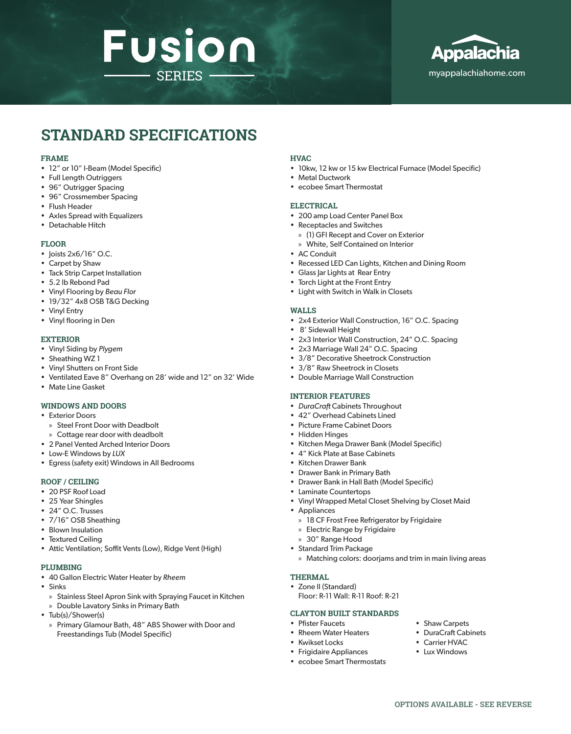# Fusion SERIES

Appalachia
myappalachiahome.com

## STANDARD SPECIFICATIONS

### FRAME

- 12″ or 10″ I-Beam (Model Specific)
- Full Length Outriggers
- 96″ Outrigger Spacing
- 96″ Crossmember Spacing
- Flush Header
- Axles Spread with Equalizers
- Detachable Hitch

### FLOOR

- Joists 2x6/16″ O.C.
- Carpet by Shaw
- Tack Strip Carpet Installation
- 5.2 lb Rebond Pad
- Vinyl Flooring by *Beau Flor*
- 19/32″ 4x8 OSB T&G Decking
- Vinyl Entry
- Vinyl flooring in Den

### EXTERIOR

- Vinyl Siding by *Plygem*
- Sheathing WZ 1
- Vinyl Shutters on Front Side
- Ventilated Eave 8″ Overhang on 28′ wide and 12″ on 32′ Wide
- Mate Line Gasket

### WINDOWS AND DOORS

- Exterior Doors
  - Steel Front Door with Deadbolt
  - Cottage rear door with deadbolt
- 2 Panel Vented Arched Interior Doors
- Low-E Windows by *LUX*
- Egress (safety exit) Windows in All Bedrooms

### ROOF / CEILING

- 20 PSF Roof Load
- 25 Year Shingles
- 24″ O.C. Trusses
- 7/16″ OSB Sheathing
- Blown Insulation
- Textured Ceiling
- Attic Ventilation; Soffit Vents (Low), Ridge Vent (High)

### PLUMBING

- 40 Gallon Electric Water Heater by *Rheem*
- Sinks
  - Stainless Steel Apron Sink with Spraying Faucet in Kitchen
  - Double Lavatory Sinks in Primary Bath
- Tub(s)/Shower(s)
  - Primary Glamour Bath, 48″ ABS Shower with Door and Freestandings Tub (Model Specific)

### HVAC

- 10kw, 12 kw or 15 kw Electrical Furnace (Model Specific)
- Metal Ductwork
- ecobee Smart Thermostat

### ELECTRICAL

- 200 amp Load Center Panel Box
- Receptacles and Switches
  - (1) GFI Recept and Cover on Exterior
  - White, Self Contained on Interior
- AC Conduit
- Recessed LED Can Lights, Kitchen and Dining Room
- Glass Jar Lights at Rear Entry
- Torch Light at the Front Entry
- Light with Switch in Walk in Closets

### WALLS

- 2x4 Exterior Wall Construction, 16″ O.C. Spacing
- 8′ Sidewall Height
- 2x3 Interior Wall Construction, 24″ O.C. Spacing
- 2x3 Marriage Wall 24″ O.C. Spacing
- 3/8″ Decorative Sheetrock Construction
- 3/8″ Raw Sheetrock in Closets
- Double Marriage Wall Construction

### INTERIOR FEATURES

- *DuraCraft* Cabinets Throughout
- 42″ Overhead Cabinets Lined
- Picture Frame Cabinet Doors
- Hidden Hinges
- Kitchen Mega Drawer Bank (Model Specific)
- 4″ Kick Plate at Base Cabinets
- Kitchen Drawer Bank
- Drawer Bank in Primary Bath
- Drawer Bank in Hall Bath (Model Specific)
- Laminate Countertops
- Vinyl Wrapped Metal Closet Shelving by Closet Maid
- Appliances
  - 18 CF Frost Free Refrigerator by Frigidaire
  - Electric Range by Frigidaire
  - 30″ Range Hood
- Standard Trim Package
  - Matching colors: doorjams and trim in main living areas

### THERMAL

- Zone II (Standard)
  Floor: R-11 Wall: R-11 Roof: R-21

### CLAYTON BUILT STANDARDS

- Pfister Faucets
- Rheem Water Heaters
- Kwikset Locks
- Frigidaire Appliances
- ecobee Smart Thermostats
- Shaw Carpets
- DuraCraft Cabinets
- Carrier HVAC
- Lux Windows

OPTIONS AVAILABLE - SEE REVERSE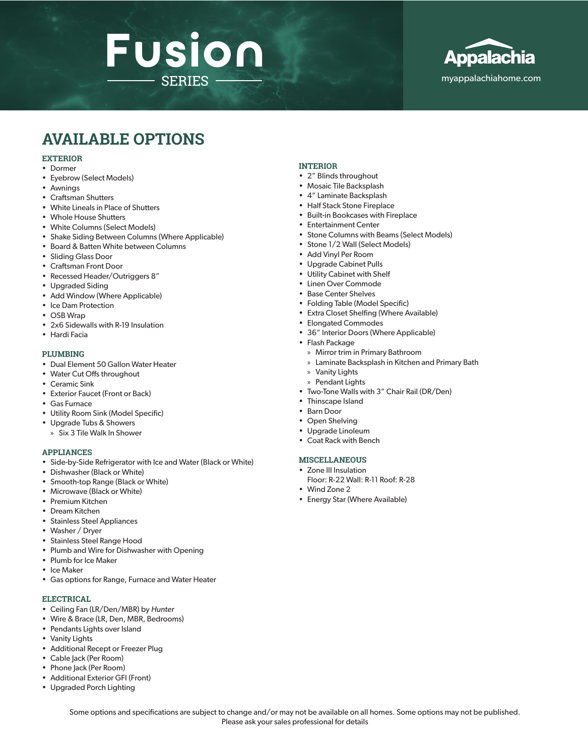# Fusion

SERIES

Appalachia

myappalachiahome.com

## AVAILABLE OPTIONS

### EXTERIOR

- Dormer
- Eyebrow (Select Models)
- Awnings
- Craftsman Shutters
- White Lineals in Place of Shutters
- Whole House Shutters
- White Columns (Select Models)
- Shake Siding Between Columns (Where Applicable)
- Board & Batten White between Columns
- Sliding Glass Door
- Craftsman Front Door
- Recessed Header/Outriggers 8″
- Upgraded Siding
- Add Window (Where Applicable)
- Ice Dam Protection
- OSB Wrap
- 2x6 Sidewalls with R-19 Insulation
- Hardi Facia

### PLUMBING

- Dual Element 50 Gallon Water Heater
- Water Cut Offs throughout
- Ceramic Sink
- Exterior Faucet (Front or Back)
- Gas Furnace
- Utility Room Sink (Model Specific)
- Upgrade Tubs & Showers
  - Six 3 Tile Walk In Shower

### APPLIANCES

- Side-by-Side Refrigerator with Ice and Water (Black or White)
- Dishwasher (Black or White)
- Smooth-top Range (Black or White)
- Microwave (Black or White)
- Premium Kitchen
- Dream Kitchen
- Stainless Steel Appliances
- Washer / Dryer
- Stainless Steel Range Hood
- Plumb and Wire for Dishwasher with Opening
- Plumb for Ice Maker
- Ice Maker
- Gas options for Range, Furnace and Water Heater

### ELECTRICAL

- Ceiling Fan (LR/Den/MBR) by *Hunter*
- Wire & Brace (LR, Den, MBR, Bedrooms)
- Pendants Lights over Island
- Vanity Lights
- Additional Recept or Freezer Plug
- Cable Jack (Per Room)
- Phone Jack (Per Room)
- Additional Exterior GFI (Front)
- Upgraded Porch Lighting

### INTERIOR

- 2″ Blinds throughout
- Mosaic Tile Backsplash
- 4″ Laminate Backsplash
- Half Stack Stone Fireplace
- Built-in Bookcases with Fireplace
- Entertainment Center
- Stone Columns with Beams (Select Models)
- Stone 1/2 Wall (Select Models)
- Add Vinyl Per Room
- Upgrade Cabinet Pulls
- Utility Cabinet with Shelf
- Linen Over Commode
- Base Center Shelves
- Folding Table (Model Specific)
- Extra Closet Shelfing (Where Available)
- Elongated Commodes
- 36″ Interior Doors (Where Applicable)
- Flash Package
  - Mirror trim in Primary Bathroom
  - Laminate Backsplash in Kitchen and Primary Bath
  - Vanity Lights
  - Pendant Lights
- Two-Tone Walls with 3″ Chair Rail (DR/Den)
- Thinscape Island
- Barn Door
- Open Shelving
- Upgrade Linoleum
- Coat Rack with Bench

### MISCELLANEOUS

- Zone III Insulation
  Floor: R-22 Wall: R-11 Roof: R-28
- Wind Zone 2
- Energy Star (Where Available)

Some options and specifications are subject to change and/or may not be available on all homes. Some options may not be published. Please ask your sales professional for details